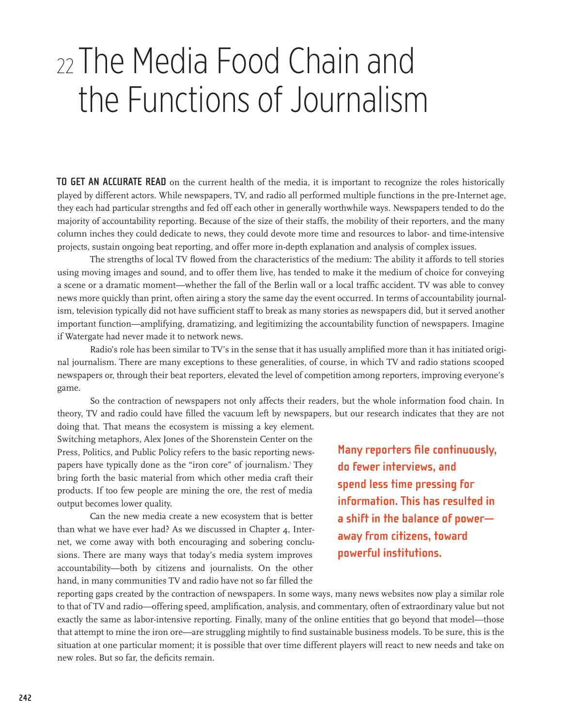# 22 The Media Food Chain and the Functions of Journalism

**TO GET AN ACCURATE READ** on the current health of the media, it is important to recognize the roles historically played by different actors. While newspapers, TV, and radio all performed multiple functions in the pre-Internet age, they each had particular strengths and fed off each other in generally worthwhile ways. Newspapers tended to do the majority of accountability reporting. Because of the size of their staffs, the mobility of their reporters, and the many column inches they could dedicate to news, they could devote more time and resources to labor- and time-intensive projects, sustain ongoing beat reporting, and offer more in-depth explanation and analysis of complex issues.

The strengths of local TV flowed from the characteristics of the medium: The ability it affords to tell stories using moving images and sound, and to offer them live, has tended to make it the medium of choice for conveying a scene or a dramatic moment—whether the fall of the Berlin wall or a local traffic accident. TV was able to convey news more quickly than print, often airing a story the same day the event occurred. In terms of accountability journalism, television typically did not have sufficient staff to break as many stories as newspapers did, but it served another important function—amplifying, dramatizing, and legitimizing the accountability function of newspapers. Imagine if Watergate had never made it to network news.

Radio's role has been similar to TV's in the sense that it has usually amplified more than it has initiated original journalism. There are many exceptions to these generalities, of course, in which TV and radio stations scooped newspapers or, through their beat reporters, elevated the level of competition among reporters, improving everyone's game.

So the contraction of newspapers not only affects their readers, but the whole information food chain. In theory, TV and radio could have filled the vacuum left by newspapers, but our research indicates that they are not doing that. That means the ecosystem is missing a key element. Switching metaphors, Alex Jones of the Shorenstein Center on the Press, Politics, and Public Policy refers to the basic reporting newspapers have typically done as the "iron core" of journalism.[1] They bring forth the basic material from which other media craft their products. If too few people are mining the ore, the rest of media output becomes lower quality.

Can the new media create a new ecosystem that is better than what we have ever had? As we discussed in Chapter 4, Internet, we come away with both encouraging and sobering conclusions. There are many ways that today's media system improves accountability—both by citizens and journalists. On the other hand, in many communities TV and radio have not so far filled the reporting gaps created by the contraction of newspapers. In some ways, many news websites now play a similar role to that of TV and radio—offering speed, amplification, analysis, and commentary, often of extraordinary value but not exactly the same as labor-intensive reporting. Finally, many of the online entities that go beyond that model—those that attempt to mine the iron ore—are struggling mightily to find sustainable business models. To be sure, this is the situation at one particular moment; it is possible that over time different players will react to new needs and take on new roles. But so far, the deficits remain.

**Many reporters file continuously, do fewer interviews, and spend less time pressing for information. This has resulted in a shift in the balance of power—away from citizens, toward powerful institutions.**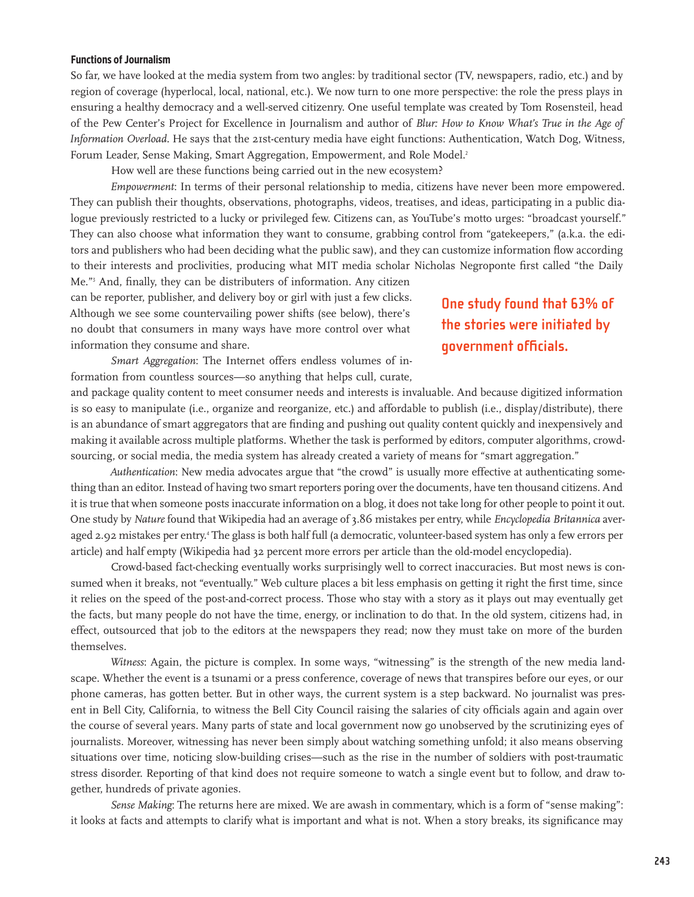### Functions of Journalism

So far, we have looked at the media system from two angles: by traditional sector (TV, newspapers, radio, etc.) and by region of coverage (hyperlocal, local, national, etc.). We now turn to one more perspective: the role the press plays in ensuring a healthy democracy and a well-served citizenry. One useful template was created by Tom Rosensteil, head of the Pew Center's Project for Excellence in Journalism and author of *Blur: How to Know What's True in the Age of Information Overload*. He says that the 21st-century media have eight functions: Authentication, Watch Dog, Witness, Forum Leader, Sense Making, Smart Aggregation, Empowerment, and Role Model.[2]

How well are these functions being carried out in the new ecosystem?

*Empowerment*: In terms of their personal relationship to media, citizens have never been more empowered. They can publish their thoughts, observations, photographs, videos, treatises, and ideas, participating in a public dialogue previously restricted to a lucky or privileged few. Citizens can, as YouTube's motto urges: "broadcast yourself." They can also choose what information they want to consume, grabbing control from "gatekeepers," (a.k.a. the editors and publishers who had been deciding what the public saw), and they can customize information flow according to their interests and proclivities, producing what MIT media scholar Nicholas Negroponte first called "the Daily Me."[3] And, finally, they can be distributers of information. Any citizen can be reporter, publisher, and delivery boy or girl with just a few clicks. Although we see some countervailing power shifts (see below), there's no doubt that consumers in many ways have more control over what information they consume and share.

**One study found that 63% of the stories were initiated by government officials.**

*Smart Aggregation*: The Internet offers endless volumes of information from countless sources—so anything that helps cull, curate, and package quality content to meet consumer needs and interests is invaluable. And because digitized information is so easy to manipulate (i.e., organize and reorganize, etc.) and affordable to publish (i.e., display/distribute), there is an abundance of smart aggregators that are finding and pushing out quality content quickly and inexpensively and making it available across multiple platforms. Whether the task is performed by editors, computer algorithms, crowdsourcing, or social media, the media system has already created a variety of means for "smart aggregation."

*Authentication*: New media advocates argue that "the crowd" is usually more effective at authenticating something than an editor. Instead of having two smart reporters poring over the documents, have ten thousand citizens. And it is true that when someone posts inaccurate information on a blog, it does not take long for other people to point it out. One study by *Nature* found that Wikipedia had an average of 3.86 mistakes per entry, while *Encyclopedia Britannica* averaged 2.92 mistakes per entry.[4] The glass is both half full (a democratic, volunteer-based system has only a few errors per article) and half empty (Wikipedia had 32 percent more errors per article than the old-model encyclopedia).

Crowd-based fact-checking eventually works surprisingly well to correct inaccuracies. But most news is consumed when it breaks, not "eventually." Web culture places a bit less emphasis on getting it right the first time, since it relies on the speed of the post-and-correct process. Those who stay with a story as it plays out may eventually get the facts, but many people do not have the time, energy, or inclination to do that. In the old system, citizens had, in effect, outsourced that job to the editors at the newspapers they read; now they must take on more of the burden themselves.

*Witness*: Again, the picture is complex. In some ways, "witnessing" is the strength of the new media landscape. Whether the event is a tsunami or a press conference, coverage of news that transpires before our eyes, or our phone cameras, has gotten better. But in other ways, the current system is a step backward. No journalist was present in Bell City, California, to witness the Bell City Council raising the salaries of city officials again and again over the course of several years. Many parts of state and local government now go unobserved by the scrutinizing eyes of journalists. Moreover, witnessing has never been simply about watching something unfold; it also means observing situations over time, noticing slow-building crises—such as the rise in the number of soldiers with post-traumatic stress disorder. Reporting of that kind does not require someone to watch a single event but to follow, and draw together, hundreds of private agonies.

*Sense Making*: The returns here are mixed. We are awash in commentary, which is a form of "sense making": it looks at facts and attempts to clarify what is important and what is not. When a story breaks, its significance may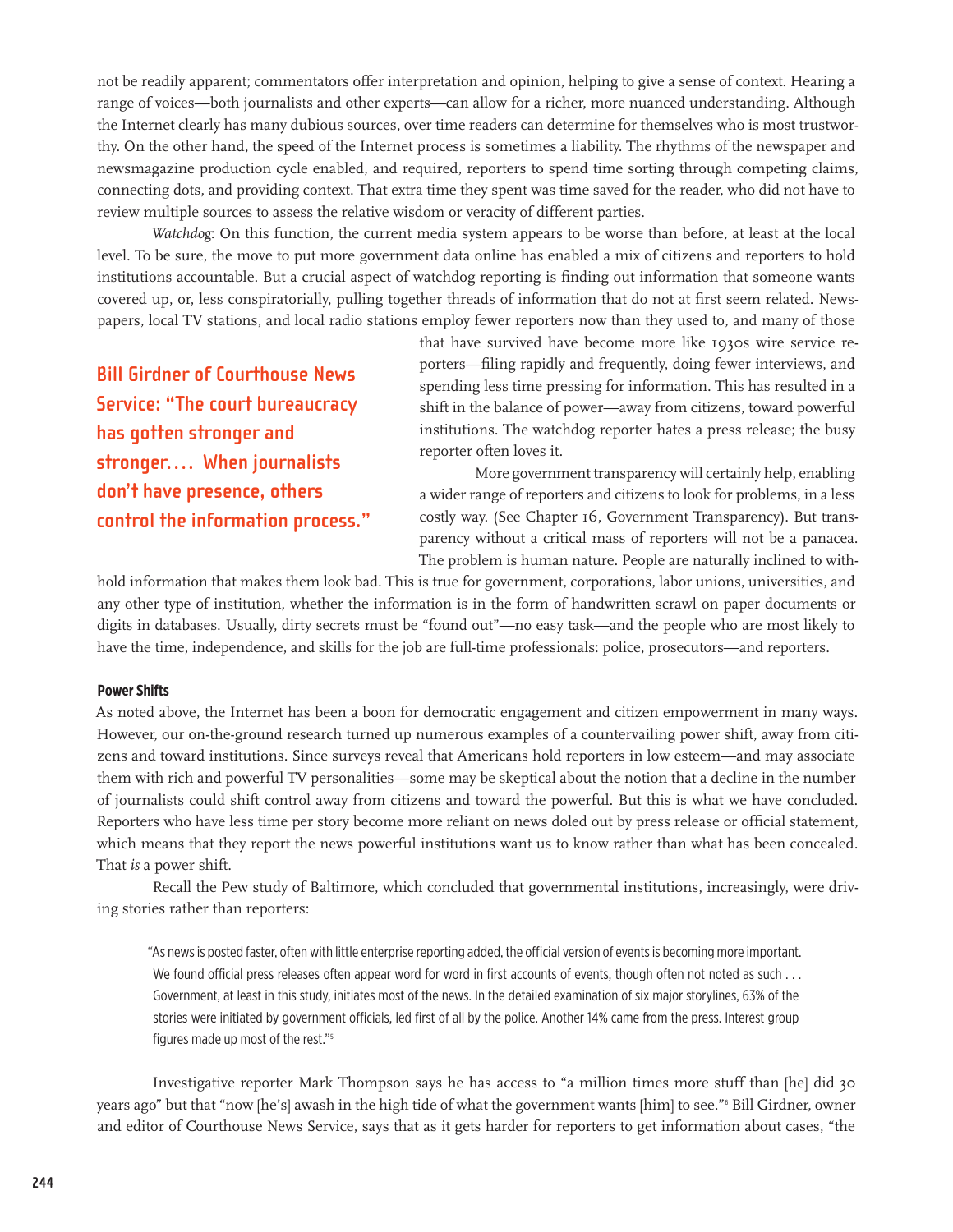not be readily apparent; commentators offer interpretation and opinion, helping to give a sense of context. Hearing a range of voices—both journalists and other experts—can allow for a richer, more nuanced understanding. Although the Internet clearly has many dubious sources, over time readers can determine for themselves who is most trustworthy. On the other hand, the speed of the Internet process is sometimes a liability. The rhythms of the newspaper and newsmagazine production cycle enabled, and required, reporters to spend time sorting through competing claims, connecting dots, and providing context. That extra time they spent was time saved for the reader, who did not have to review multiple sources to assess the relative wisdom or veracity of different parties.

*Watchdog*: On this function, the current media system appears to be worse than before, at least at the local level. To be sure, the move to put more government data online has enabled a mix of citizens and reporters to hold institutions accountable. But a crucial aspect of watchdog reporting is finding out information that someone wants covered up, or, less conspiratorially, pulling together threads of information that do not at first seem related. Newspapers, local TV stations, and local radio stations employ fewer reporters now than they used to, and many of those that have survived have become more like 1930s wire service reporters—filing rapidly and frequently, doing fewer interviews, and spending less time pressing for information. This has resulted in a shift in the balance of power—away from citizens, toward powerful institutions. The watchdog reporter hates a press release; the busy reporter often loves it.

**Bill Girdner of Courthouse News Service: "The court bureaucracy has gotten stronger and stronger.... When journalists don't have presence, others control the information process."**

More government transparency will certainly help, enabling a wider range of reporters and citizens to look for problems, in a less costly way. (See Chapter 16, Government Transparency). But transparency without a critical mass of reporters will not be a panacea. The problem is human nature. People are naturally inclined to withhold information that makes them look bad. This is true for government, corporations, labor unions, universities, and any other type of institution, whether the information is in the form of handwritten scrawl on paper documents or digits in databases. Usually, dirty secrets must be "found out"—no easy task—and the people who are most likely to have the time, independence, and skills for the job are full-time professionals: police, prosecutors—and reporters.

#### Power Shifts

As noted above, the Internet has been a boon for democratic engagement and citizen empowerment in many ways. However, our on-the-ground research turned up numerous examples of a countervailing power shift, away from citizens and toward institutions. Since surveys reveal that Americans hold reporters in low esteem—and may associate them with rich and powerful TV personalities—some may be skeptical about the notion that a decline in the number of journalists could shift control away from citizens and toward the powerful. But this is what we have concluded. Reporters who have less time per story become more reliant on news doled out by press release or official statement, which means that they report the news powerful institutions want us to know rather than what has been concealed. That *is* a power shift.

Recall the Pew study of Baltimore, which concluded that governmental institutions, increasingly, were driving stories rather than reporters:

> "As news is posted faster, often with little enterprise reporting added, the official version of events is becoming more important. We found official press releases often appear word for word in first accounts of events, though often not noted as such . . . Government, at least in this study, initiates most of the news. In the detailed examination of six major storylines, 63% of the stories were initiated by government officials, led first of all by the police. Another 14% came from the press. Interest group figures made up most of the rest."[5]

Investigative reporter Mark Thompson says he has access to "a million times more stuff than [he] did 30 years ago" but that "now [he's] awash in the high tide of what the government wants [him] to see."[6] Bill Girdner, owner and editor of Courthouse News Service, says that as it gets harder for reporters to get information about cases, "the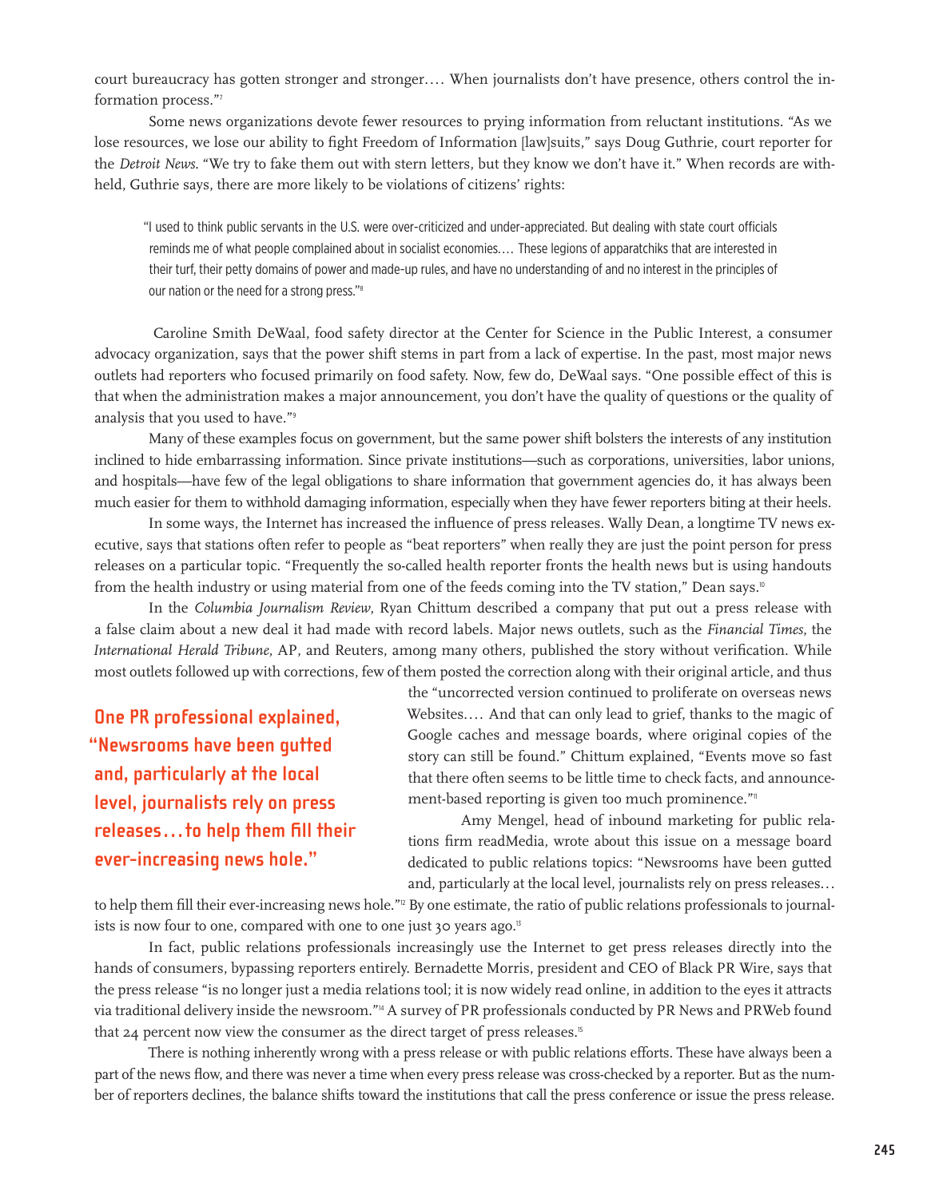court bureaucracy has gotten stronger and stronger…. When journalists don't have presence, others control the information process."[7]

Some news organizations devote fewer resources to prying information from reluctant institutions. "As we lose resources, we lose our ability to fight Freedom of Information [law]suits," says Doug Guthrie, court reporter for the *Detroit News*. "We try to fake them out with stern letters, but they know we don't have it." When records are withheld, Guthrie says, there are more likely to be violations of citizens' rights:

> "I used to think public servants in the U.S. were over-criticized and under-appreciated. But dealing with state court officials reminds me of what people complained about in socialist economies…. These legions of apparatchiks that are interested in their turf, their petty domains of power and made-up rules, and have no understanding of and no interest in the principles of our nation or the need for a strong press."[8]

Caroline Smith DeWaal, food safety director at the Center for Science in the Public Interest, a consumer advocacy organization, says that the power shift stems in part from a lack of expertise. In the past, most major news outlets had reporters who focused primarily on food safety. Now, few do, DeWaal says. "One possible effect of this is that when the administration makes a major announcement, you don't have the quality of questions or the quality of analysis that you used to have."[9]

Many of these examples focus on government, but the same power shift bolsters the interests of any institution inclined to hide embarrassing information. Since private institutions—such as corporations, universities, labor unions, and hospitals—have few of the legal obligations to share information that government agencies do, it has always been much easier for them to withhold damaging information, especially when they have fewer reporters biting at their heels.

In some ways, the Internet has increased the influence of press releases. Wally Dean, a longtime TV news executive, says that stations often refer to people as "beat reporters" when really they are just the point person for press releases on a particular topic. "Frequently the so-called health reporter fronts the health news but is using handouts from the health industry or using material from one of the feeds coming into the TV station," Dean says.[10]

In the *Columbia Journalism Review*, Ryan Chittum described a company that put out a press release with a false claim about a new deal it had made with record labels. Major news outlets, such as the *Financial Times*, the *International Herald Tribune*, AP, and Reuters, among many others, published the story without verification. While most outlets followed up with corrections, few of them posted the correction along with their original article, and thus the "uncorrected version continued to proliferate on overseas news Websites…. And that can only lead to grief, thanks to the magic of Google caches and message boards, where original copies of the story can still be found." Chittum explained, "Events move so fast that there often seems to be little time to check facts, and announcement-based reporting is given too much prominence."[11]

**One PR professional explained, "Newsrooms have been gutted and, particularly at the local level, journalists rely on press releases…to help them fill their ever-increasing news hole."**

Amy Mengel, head of inbound marketing for public relations firm readMedia, wrote about this issue on a message board dedicated to public relations topics: "Newsrooms have been gutted and, particularly at the local level, journalists rely on press releases… to help them fill their ever-increasing news hole."[12] By one estimate, the ratio of public relations professionals to journalists is now four to one, compared with one to one just 30 years ago.[13]

In fact, public relations professionals increasingly use the Internet to get press releases directly into the hands of consumers, bypassing reporters entirely. Bernadette Morris, president and CEO of Black PR Wire, says that the press release "is no longer just a media relations tool; it is now widely read online, in addition to the eyes it attracts via traditional delivery inside the newsroom."[14] A survey of PR professionals conducted by PR News and PRWeb found that 24 percent now view the consumer as the direct target of press releases.[15]

There is nothing inherently wrong with a press release or with public relations efforts. These have always been a part of the news flow, and there was never a time when every press release was cross-checked by a reporter. But as the number of reporters declines, the balance shifts toward the institutions that call the press conference or issue the press release.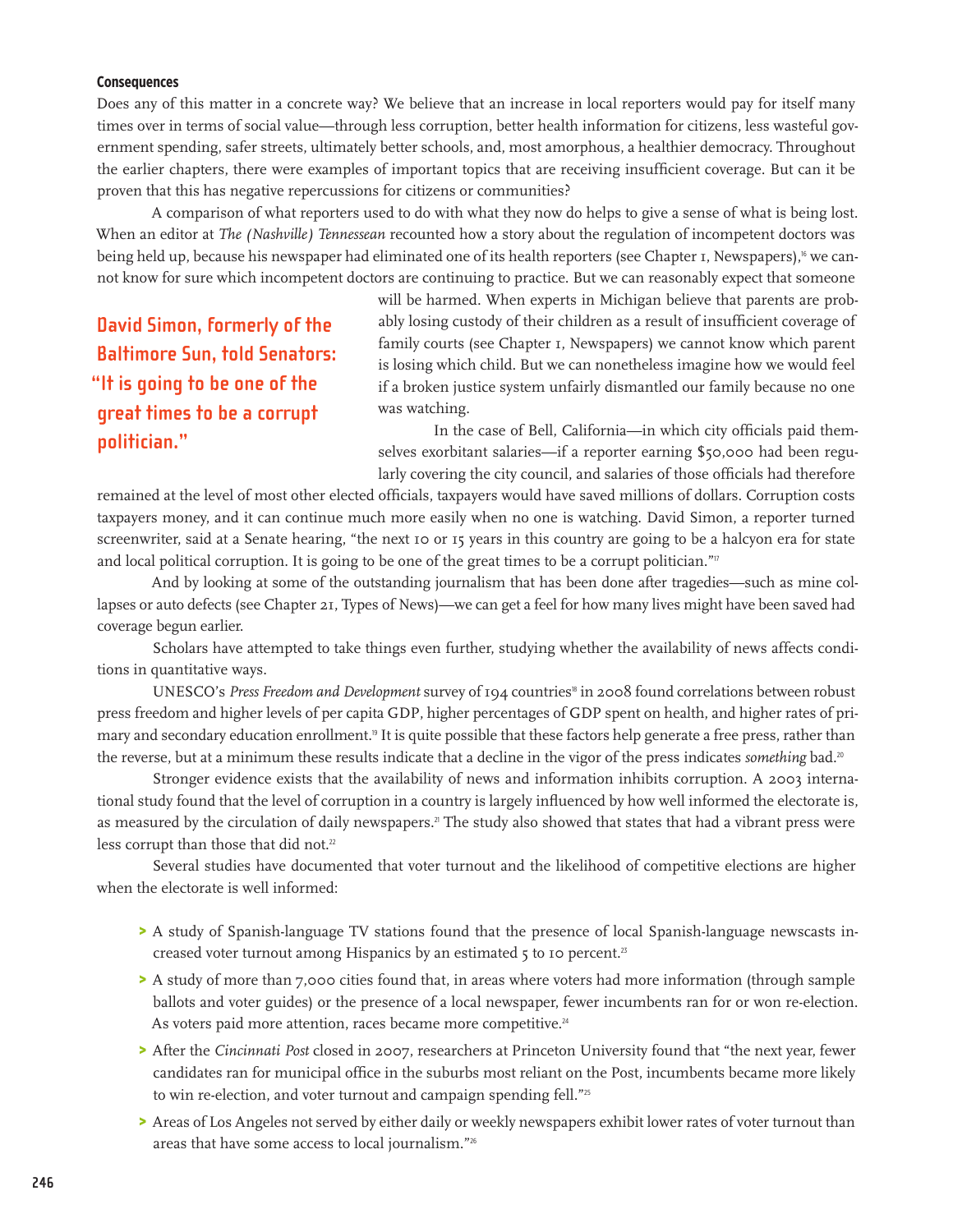### Consequences

Does any of this matter in a concrete way? We believe that an increase in local reporters would pay for itself many times over in terms of social value—through less corruption, better health information for citizens, less wasteful government spending, safer streets, ultimately better schools, and, most amorphous, a healthier democracy. Throughout the earlier chapters, there were examples of important topics that are receiving insufficient coverage. But can it be proven that this has negative repercussions for citizens or communities?

A comparison of what reporters used to do with what they now do helps to give a sense of what is being lost. When an editor at *The (Nashville) Tennessean* recounted how a story about the regulation of incompetent doctors was being held up, because his newspaper had eliminated one of its health reporters (see Chapter 1, Newspapers),[16] we cannot know for sure which incompetent doctors are continuing to practice. But we can reasonably expect that someone will be harmed. When experts in Michigan believe that parents are probably losing custody of their children as a result of insufficient coverage of family courts (see Chapter 1, Newspapers) we cannot know which parent is losing which child. But we can nonetheless imagine how we would feel if a broken justice system unfairly dismantled our family because no one was watching.

**David Simon, formerly of the Baltimore Sun, told Senators: "It is going to be one of the great times to be a corrupt politician."**

In the case of Bell, California—in which city officials paid themselves exorbitant salaries—if a reporter earning $50,000 had been regularly covering the city council, and salaries of those officials had therefore remained at the level of most other elected officials, taxpayers would have saved millions of dollars. Corruption costs taxpayers money, and it can continue much more easily when no one is watching. David Simon, a reporter turned screenwriter, said at a Senate hearing, "the next 10 or 15 years in this country are going to be a halcyon era for state and local political corruption. It is going to be one of the great times to be a corrupt politician."[17]

And by looking at some of the outstanding journalism that has been done after tragedies—such as mine collapses or auto defects (see Chapter 21, Types of News)—we can get a feel for how many lives might have been saved had coverage begun earlier.

Scholars have attempted to take things even further, studying whether the availability of news affects conditions in quantitative ways.

UNESCO's *Press Freedom and Development* survey of 194 countries[18] in 2008 found correlations between robust press freedom and higher levels of per capita GDP, higher percentages of GDP spent on health, and higher rates of primary and secondary education enrollment.[19] It is quite possible that these factors help generate a free press, rather than the reverse, but at a minimum these results indicate that a decline in the vigor of the press indicates *something* bad.[20]

Stronger evidence exists that the availability of news and information inhibits corruption. A 2003 international study found that the level of corruption in a country is largely influenced by how well informed the electorate is, as measured by the circulation of daily newspapers.[21] The study also showed that states that had a vibrant press were less corrupt than those that did not.[22]

Several studies have documented that voter turnout and the likelihood of competitive elections are higher when the electorate is well informed:

- A study of Spanish-language TV stations found that the presence of local Spanish-language newscasts increased voter turnout among Hispanics by an estimated 5 to 10 percent.[23]
- A study of more than 7,000 cities found that, in areas where voters had more information (through sample ballots and voter guides) or the presence of a local newspaper, fewer incumbents ran for or won re-election. As voters paid more attention, races became more competitive.[24]
- After the *Cincinnati Post* closed in 2007, researchers at Princeton University found that "the next year, fewer candidates ran for municipal office in the suburbs most reliant on the Post, incumbents became more likely to win re-election, and voter turnout and campaign spending fell."[25]
- Areas of Los Angeles not served by either daily or weekly newspapers exhibit lower rates of voter turnout than areas that have some access to local journalism."[26]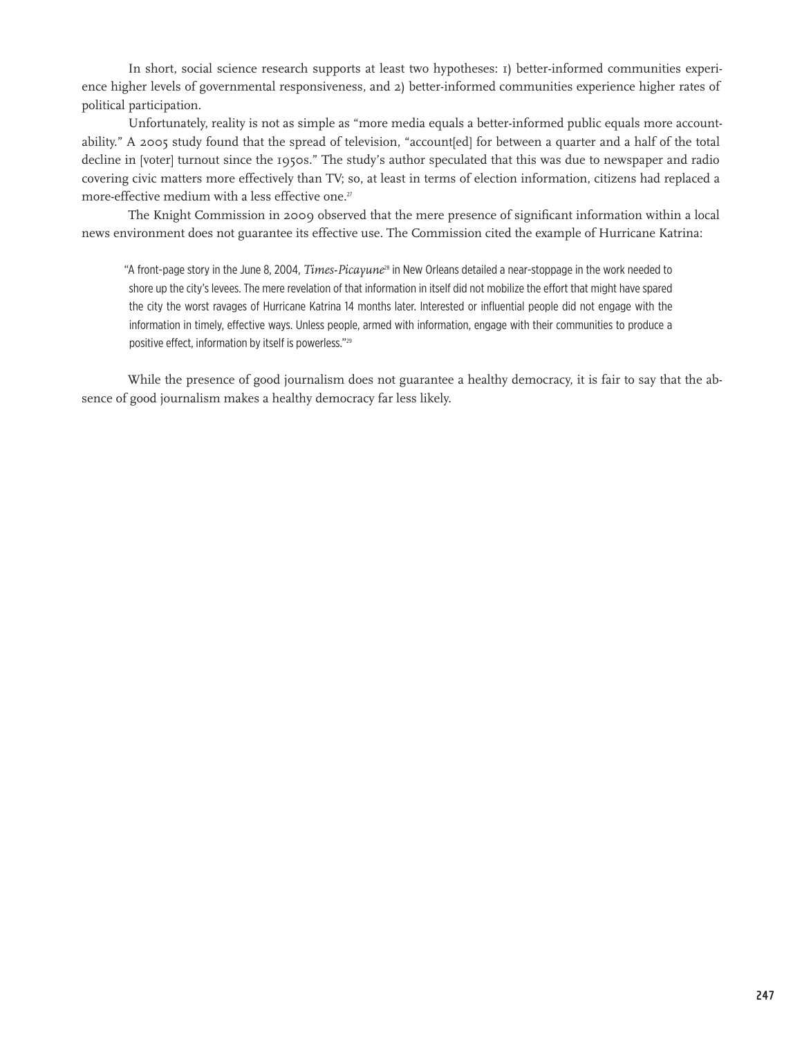In short, social science research supports at least two hypotheses: 1) better-informed communities experience higher levels of governmental responsiveness, and 2) better-informed communities experience higher rates of political participation.

Unfortunately, reality is not as simple as "more media equals a better-informed public equals more accountability." A 2005 study found that the spread of television, "account[ed] for between a quarter and a half of the total decline in [voter] turnout since the 1950s." The study's author speculated that this was due to newspaper and radio covering civic matters more effectively than TV; so, at least in terms of election information, citizens had replaced a more-effective medium with a less effective one.[27]

The Knight Commission in 2009 observed that the mere presence of significant information within a local news environment does not guarantee its effective use. The Commission cited the example of Hurricane Katrina:

> "A front-page story in the June 8, 2004, *Times-Picayune*[28] in New Orleans detailed a near-stoppage in the work needed to shore up the city's levees. The mere revelation of that information in itself did not mobilize the effort that might have spared the city the worst ravages of Hurricane Katrina 14 months later. Interested or influential people did not engage with the information in timely, effective ways. Unless people, armed with information, engage with their communities to produce a positive effect, information by itself is powerless."[29]

While the presence of good journalism does not guarantee a healthy democracy, it is fair to say that the absence of good journalism makes a healthy democracy far less likely.